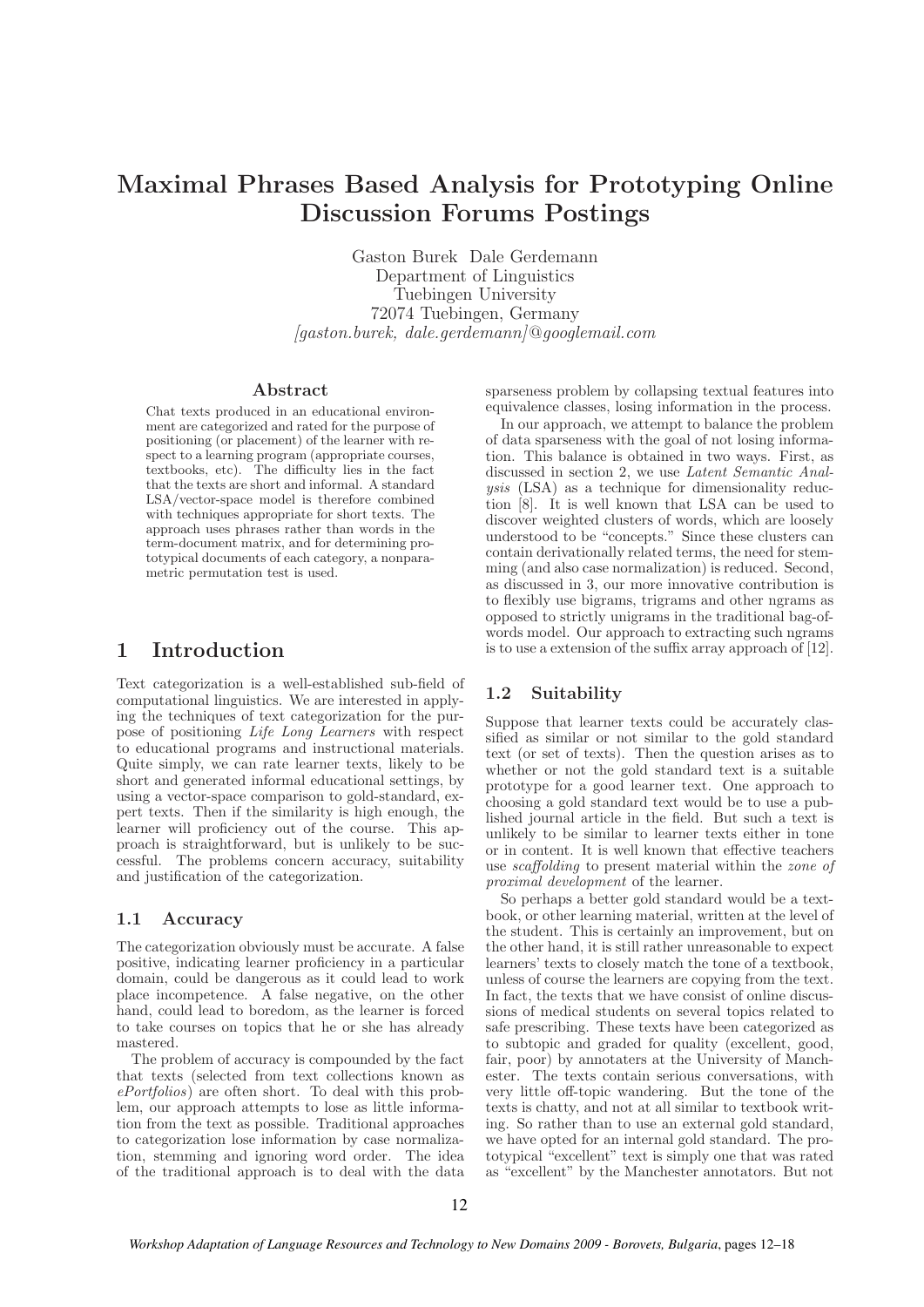# Maximal Phrases Based Analysis for Prototyping Online Discussion Forums Postings

Gaston Burek Dale Gerdemann
Department of Linguistics
Tuebingen University
72074 Tuebingen, Germany
*[gaston.burek, dale.gerdemann]@googlemail.com*

## Abstract

Chat texts produced in an educational environment are categorized and rated for the purpose of positioning (or placement) of the learner with respect to a learning program (appropriate courses, textbooks, etc). The difficulty lies in the fact that the texts are short and informal. A standard LSA/vector-space model is therefore combined with techniques appropriate for short texts. The approach uses phrases rather than words in the term-document matrix, and for determining prototypical documents of each category, a nonparametric permutation test is used.

## 1 Introduction

Text categorization is a well-established sub-field of computational linguistics. We are interested in applying the techniques of text categorization for the purpose of positioning *Life Long Learners* with respect to educational programs and instructional materials. Quite simply, we can rate learner texts, likely to be short and generated informal educational settings, by using a vector-space comparison to gold-standard, expert texts. Then if the similarity is high enough, the learner will proficiency out of the course. This approach is straightforward, but is unlikely to be successful. The problems concern accuracy, suitability and justification of the categorization.

### 1.1 Accuracy

The categorization obviously must be accurate. A false positive, indicating learner proficiency in a particular domain, could be dangerous as it could lead to work place incompetence. A false negative, on the other hand, could lead to boredom, as the learner is forced to take courses on topics that he or she has already mastered.

The problem of accuracy is compounded by the fact that texts (selected from text collections known as *ePortfolios*) are often short. To deal with this problem, our approach attempts to lose as little information from the text as possible. Traditional approaches to categorization lose information by case normalization, stemming and ignoring word order. The idea of the traditional approach is to deal with the data sparseness problem by collapsing textual features into equivalence classes, losing information in the process.

In our approach, we attempt to balance the problem of data sparseness with the goal of not losing information. This balance is obtained in two ways. First, as discussed in section 2, we use *Latent Semantic Analysis* (LSA) as a technique for dimensionality reduction [8]. It is well known that LSA can be used to discover weighted clusters of words, which are loosely understood to be "concepts." Since these clusters can contain derivationally related terms, the need for stemming (and also case normalization) is reduced. Second, as discussed in 3, our more innovative contribution is to flexibly use bigrams, trigrams and other ngrams as opposed to strictly unigrams in the traditional bag-of-words model. Our approach to extracting such ngrams is to use a extension of the suffix array approach of [12].

### 1.2 Suitability

Suppose that learner texts could be accurately classified as similar or not similar to the gold standard text (or set of texts). Then the question arises as to whether or not the gold standard text is a suitable prototype for a good learner text. One approach to choosing a gold standard text would be to use a published journal article in the field. But such a text is unlikely to be similar to learner texts either in tone or in content. It is well known that effective teachers use *scaffolding* to present material within the *zone of proximal development* of the learner.

So perhaps a better gold standard would be a textbook, or other learning material, written at the level of the student. This is certainly an improvement, but on the other hand, it is still rather unreasonable to expect learners' texts to closely match the tone of a textbook, unless of course the learners are copying from the text. In fact, the texts that we have consist of online discussions of medical students on several topics related to safe prescribing. These texts have been categorized as to subtopic and graded for quality (excellent, good, fair, poor) by annotaters at the University of Manchester. The texts contain serious conversations, with very little off-topic wandering. But the tone of the texts is chatty, and not at all similar to textbook writing. So rather than to use an external gold standard, we have opted for an internal gold standard. The prototypical "excellent" text is simply one that was rated as "excellent" by the Manchester annotators. But not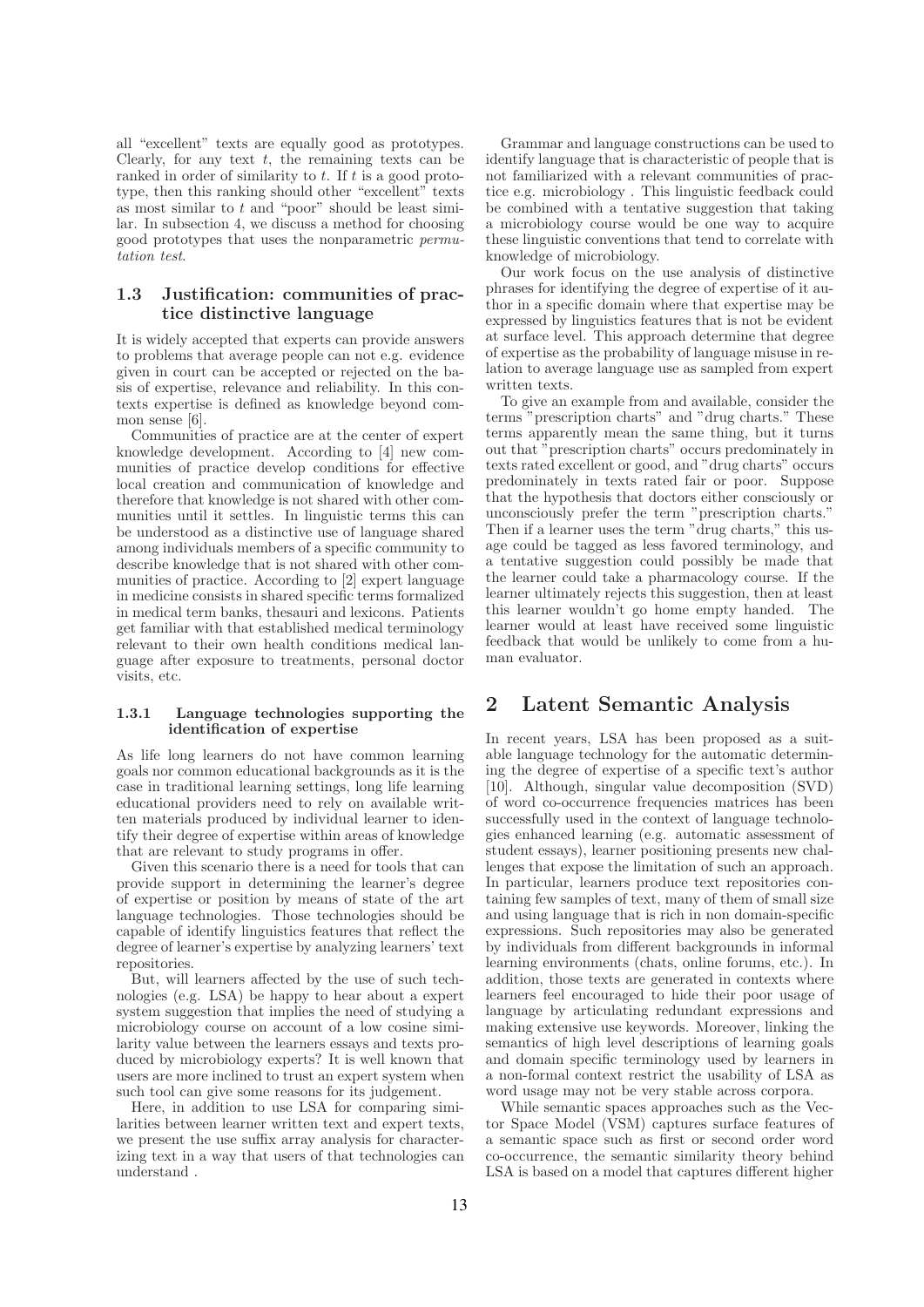all "excellent" texts are equally good as prototypes. Clearly, for any text $t$, the remaining texts can be ranked in order of similarity to $t$. If $t$ is a good prototype, then this ranking should other "excellent" texts as most similar to $t$ and "poor" should be least similar. In subsection 4, we discuss a method for choosing good prototypes that uses the nonparametric *permutation test*.

### 1.3 Justification: communities of practice distinctive language

It is widely accepted that experts can provide answers to problems that average people can not e.g. evidence given in court can be accepted or rejected on the basis of expertise, relevance and reliability. In this contexts expertise is defined as knowledge beyond common sense [6].

Communities of practice are at the center of expert knowledge development. According to [4] new communities of practice develop conditions for effective local creation and communication of knowledge and therefore that knowledge is not shared with other communities until it settles. In linguistic terms this can be understood as a distinctive use of language shared among individuals members of a specific community to describe knowledge that is not shared with other communities of practice. According to [2] expert language in medicine consists in shared specific terms formalized in medical term banks, thesauri and lexicons. Patients get familiar with that established medical terminology relevant to their own health conditions medical language after exposure to treatments, personal doctor visits, etc.

#### 1.3.1 Language technologies supporting the identification of expertise

As life long learners do not have common learning goals nor common educational backgrounds as it is the case in traditional learning settings, long life learning educational providers need to rely on available written materials produced by individual learner to identify their degree of expertise within areas of knowledge that are relevant to study programs in offer.

Given this scenario there is a need for tools that can provide support in determining the learner's degree of expertise or position by means of state of the art language technologies. Those technologies should be capable of identify linguistics features that reflect the degree of learner's expertise by analyzing learners' text repositories.

But, will learners affected by the use of such technologies (e.g. LSA) be happy to hear about a expert system suggestion that implies the need of studying a microbiology course on account of a low cosine similarity value between the learners essays and texts produced by microbiology experts? It is well known that users are more inclined to trust an expert system when such tool can give some reasons for its judgement.

Here, in addition to use LSA for comparing similarities between learner written text and expert texts, we present the use suffix array analysis for characterizing text in a way that users of that technologies can understand .

Grammar and language constructions can be used to identify language that is characteristic of people that is not familiarized with a relevant communities of practice e.g. microbiology . This linguistic feedback could be combined with a tentative suggestion that taking a microbiology course would be one way to acquire these linguistic conventions that tend to correlate with knowledge of microbiology.

Our work focus on the use analysis of distinctive phrases for identifying the degree of expertise of it author in a specific domain where that expertise may be expressed by linguistics features that is not be evident at surface level. This approach determine that degree of expertise as the probability of language misuse in relation to average language use as sampled from expert written texts.

To give an example from and available, consider the terms "prescription charts" and "drug charts." These terms apparently mean the same thing, but it turns out that "prescription charts" occurs predominately in texts rated excellent or good, and "drug charts" occurs predominately in texts rated fair or poor. Suppose that the hypothesis that doctors either consciously or unconsciously prefer the term "prescription charts." Then if a learner uses the term "drug charts," this usage could be tagged as less favored terminology, and a tentative suggestion could possibly be made that the learner could take a pharmacology course. If the learner ultimately rejects this suggestion, then at least this learner wouldn't go home empty handed. The learner would at least have received some linguistic feedback that would be unlikely to come from a human evaluator.

## 2 Latent Semantic Analysis

In recent years, LSA has been proposed as a suitable language technology for the automatic determining the degree of expertise of a specific text's author [10]. Although, singular value decomposition (SVD) of word co-occurrence frequencies matrices has been successfully used in the context of language technologies enhanced learning (e.g. automatic assessment of student essays), learner positioning presents new challenges that expose the limitation of such an approach. In particular, learners produce text repositories containing few samples of text, many of them of small size and using language that is rich in non domain-specific expressions. Such repositories may also be generated by individuals from different backgrounds in informal learning environments (chats, online forums, etc.). In addition, those texts are generated in contexts where learners feel encouraged to hide their poor usage of language by articulating redundant expressions and making extensive use keywords. Moreover, linking the semantics of high level descriptions of learning goals and domain specific terminology used by learners in a non-formal context restrict the usability of LSA as word usage may not be very stable across corpora.

While semantic spaces approaches such as the Vector Space Model (VSM) captures surface features of a semantic space such as first or second order word co-occurrence, the semantic similarity theory behind LSA is based on a model that captures different higher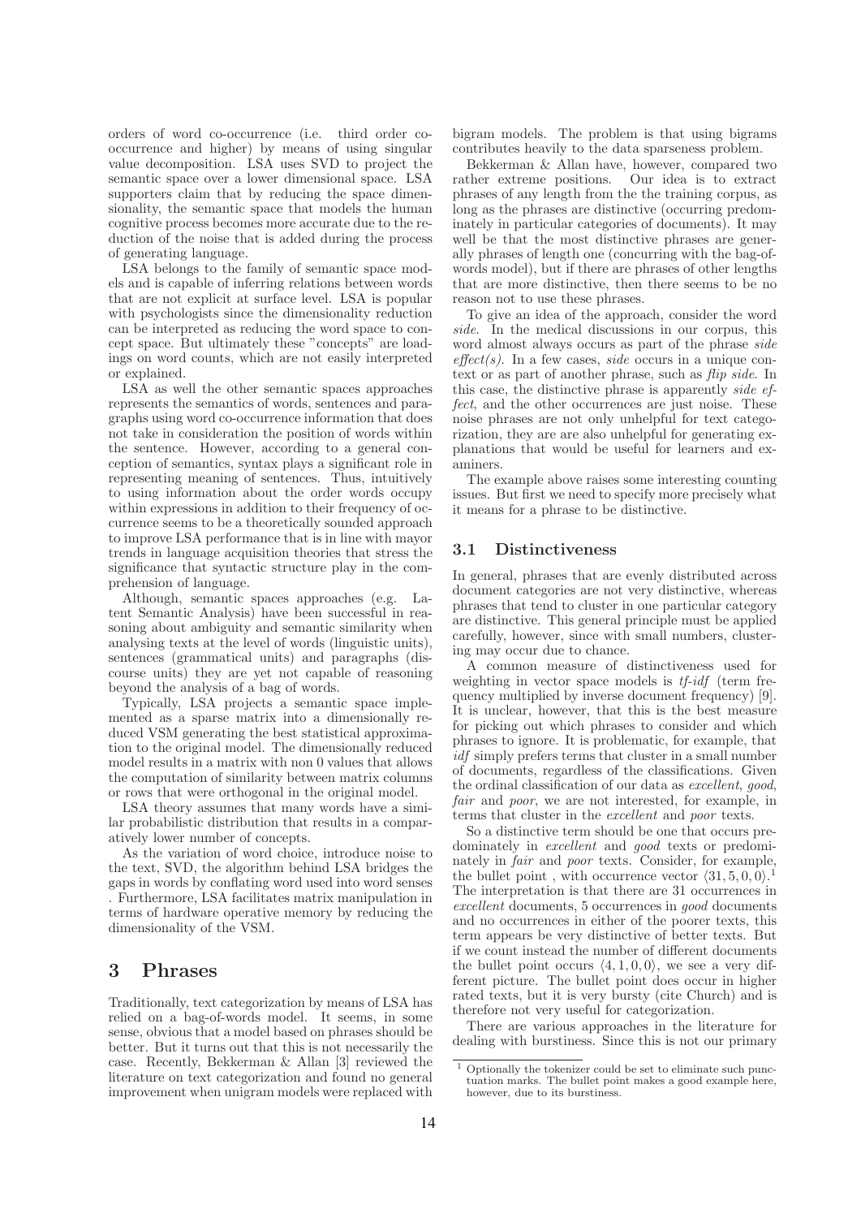orders of word co-occurrence (i.e. third order co-occurrence and higher) by means of using singular value decomposition. LSA uses SVD to project the semantic space over a lower dimensional space. LSA supporters claim that by reducing the space dimensionality, the semantic space that models the human cognitive process becomes more accurate due to the reduction of the noise that is added during the process of generating language.

LSA belongs to the family of semantic space models and is capable of inferring relations between words that are not explicit at surface level. LSA is popular with psychologists since the dimensionality reduction can be interpreted as reducing the word space to concept space. But ultimately these "concepts" are loadings on word counts, which are not easily interpreted or explained.

LSA as well the other semantic spaces approaches represents the semantics of words, sentences and paragraphs using word co-occurrence information that does not take in consideration the position of words within the sentence. However, according to a general conception of semantics, syntax plays a significant role in representing meaning of sentences. Thus, intuitively to using information about the order words occupy within expressions in addition to their frequency of occurrence seems to be a theoretically sounded approach to improve LSA performance that is in line with mayor trends in language acquisition theories that stress the significance that syntactic structure play in the comprehension of language.

Although, semantic spaces approaches (e.g. Latent Semantic Analysis) have been successful in reasoning about ambiguity and semantic similarity when analysing texts at the level of words (linguistic units), sentences (grammatical units) and paragraphs (discourse units) they are yet not capable of reasoning beyond the analysis of a bag of words.

Typically, LSA projects a semantic space implemented as a sparse matrix into a dimensionally reduced VSM generating the best statistical approximation to the original model. The dimensionally reduced model results in a matrix with non 0 values that allows the computation of similarity between matrix columns or rows that were orthogonal in the original model.

LSA theory assumes that many words have a similar probabilistic distribution that results in a comparatively lower number of concepts.

As the variation of word choice, introduce noise to the text, SVD, the algorithm behind LSA bridges the gaps in words by conflating word used into word senses . Furthermore, LSA facilitates matrix manipulation in terms of hardware operative memory by reducing the dimensionality of the VSM.

# 3 Phrases

Traditionally, text categorization by means of LSA has relied on a bag-of-words model. It seems, in some sense, obvious that a model based on phrases should be better. But it turns out that this is not necessarily the case. Recently, Bekkerman & Allan [3] reviewed the literature on text categorization and found no general improvement when unigram models were replaced with bigram models. The problem is that using bigrams contributes heavily to the data sparseness problem.

Bekkerman & Allan have, however, compared two rather extreme positions. Our idea is to extract phrases of any length from the the training corpus, as long as the phrases are distinctive (occurring predominately in particular categories of documents). It may well be that the most distinctive phrases are generally phrases of length one (concurring with the bag-of-words model), but if there are phrases of other lengths that are more distinctive, then there seems to be no reason not to use these phrases.

To give an idea of the approach, consider the word *side*. In the medical discussions in our corpus, this word almost always occurs as part of the phrase *side effect(s)*. In a few cases, *side* occurs in a unique context or as part of another phrase, such as *flip side*. In this case, the distinctive phrase is apparently *side effect*, and the other occurrences are just noise. These noise phrases are not only unhelpful for text categorization, they are are also unhelpful for generating explanations that would be useful for learners and examiners.

The example above raises some interesting counting issues. But first we need to specify more precisely what it means for a phrase to be distinctive.

## 3.1 Distinctiveness

In general, phrases that are evenly distributed across document categories are not very distinctive, whereas phrases that tend to cluster in one particular category are distinctive. This general principle must be applied carefully, however, since with small numbers, clustering may occur due to chance.

A common measure of distinctiveness used for weighting in vector space models is *tf-idf* (term frequency multiplied by inverse document frequency) [9]. It is unclear, however, that this is the best measure for picking out which phrases to consider and which phrases to ignore. It is problematic, for example, that *idf* simply prefers terms that cluster in a small number of documents, regardless of the classifications. Given the ordinal classification of our data as *excellent*, *good*, *fair* and *poor*, we are not interested, for example, in terms that cluster in the *excellent* and *poor* texts.

So a distinctive term should be one that occurs predominately in *excellent* and *good* texts or predominately in *fair* and *poor* texts. Consider, for example, the bullet point , with occurrence vector $\langle 31, 5, 0, 0 \rangle$.[1] The interpretation is that there are 31 occurrences in *excellent* documents, 5 occurrences in *good* documents and no occurrences in either of the poorer texts, this term appears be very distinctive of better texts. But if we count instead the number of different documents the bullet point occurs $\langle 4, 1, 0, 0 \rangle$, we see a very different picture. The bullet point does occur in higher rated texts, but it is very bursty (cite Church) and is therefore not very useful for categorization.

There are various approaches in the literature for dealing with burstiness. Since this is not our primary

[1] Optionally the tokenizer could be set to eliminate such punctuation marks. The bullet point makes a good example here, however, due to its burstiness.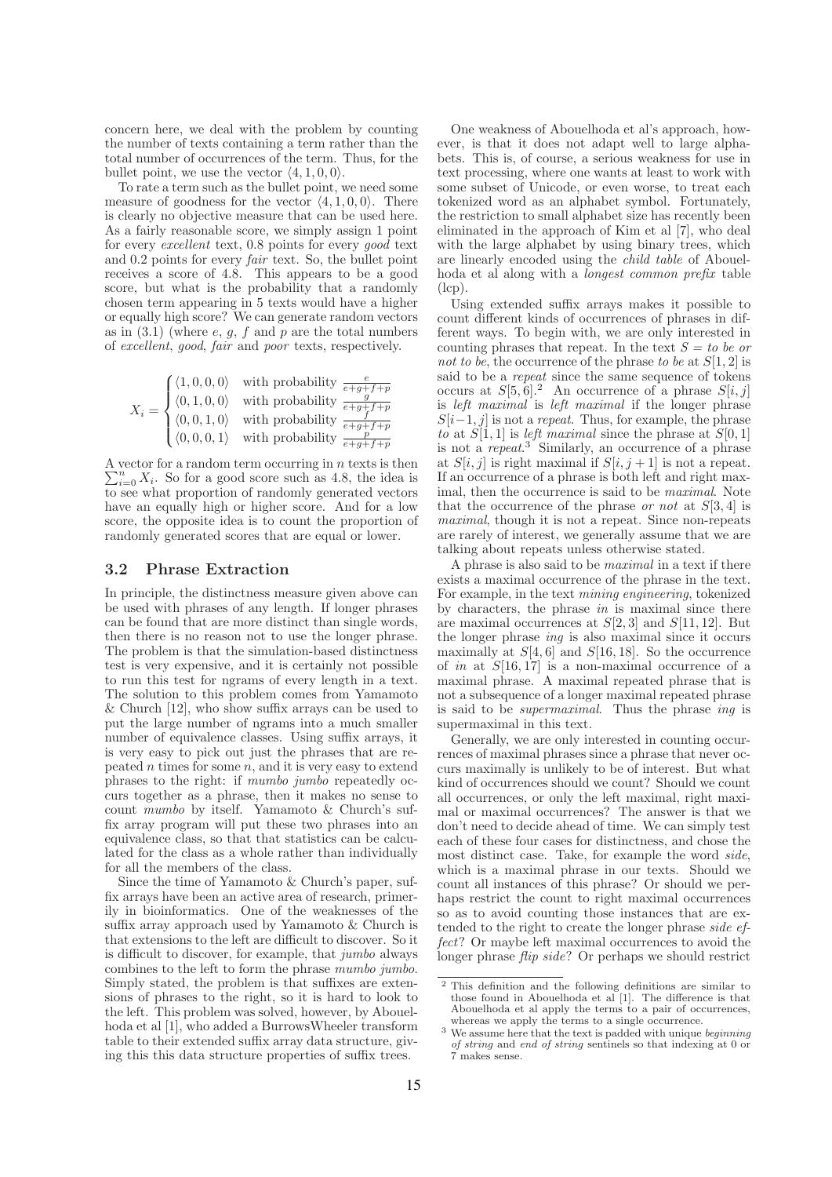concern here, we deal with the problem by counting the number of texts containing a term rather than the total number of occurrences of the term. Thus, for the bullet point, we use the vector $\langle 4, 1, 0, 0\rangle$.

To rate a term such as the bullet point, we need some measure of goodness for the vector $\langle 4, 1, 0, 0\rangle$. There is clearly no objective measure that can be used here. As a fairly reasonable score, we simply assign 1 point for every *excellent* text, 0.8 points for every *good* text and 0.2 points for every *fair* text. So, the bullet point receives a score of 4.8. This appears to be a good score, but what is the probability that a randomly chosen term appearing in 5 texts would have a higher or equally high score? We can generate random vectors as in (3.1) (where $e$, $g$, $f$ and $p$ are the total numbers of *excellent*, *good*, *fair* and *poor* texts, respectively.

$$X_i = \begin{cases} \langle 1, 0, 0, 0\rangle & \text{with probability } \frac{e}{e+g+f+p} \\ \langle 0, 1, 0, 0\rangle & \text{with probability } \frac{g}{e+g+f+p} \\ \langle 0, 0, 1, 0\rangle & \text{with probability } \frac{f}{e+g+f+p} \\ \langle 0, 0, 0, 1\rangle & \text{with probability } \frac{p}{e+g+f+p} \end{cases}$$

A vector for a random term occurring in $n$ texts is then $\sum_{i=0}^{n} X_i$. So for a good score such as 4.8, the idea is to see what proportion of randomly generated vectors have an equally high or higher score. And for a low score, the opposite idea is to count the proportion of randomly generated scores that are equal or lower.

### 3.2 Phrase Extraction

In principle, the distinctness measure given above can be used with phrases of any length. If longer phrases can be found that are more distinct than single words, then there is no reason not to use the longer phrase. The problem is that the simulation-based distinctness test is very expensive, and it is certainly not possible to run this test for ngrams of every length in a text. The solution to this problem comes from Yamamoto & Church [12], who show suffix arrays can be used to put the large number of ngrams into a much smaller number of equivalence classes. Using suffix arrays, it is very easy to pick out just the phrases that are repeated $n$ times for some $n$, and it is very easy to extend phrases to the right: if *mumbo jumbo* repeatedly occurs together as a phrase, then it makes no sense to count *mumbo* by itself. Yamamoto & Church's suffix array program will put these two phrases into an equivalence class, so that statistics can be calculated for the class as a whole rather than individually for all the members of the class.

Since the time of Yamamoto & Church's paper, suffix arrays have been an active area of research, primerily in bioinformatics. One of the weaknesses of the suffix array approach used by Yamamoto & Church is that extensions to the left are difficult to discover. So it is difficult to discover, for example, that *jumbo* always combines to the left to form the phrase *mumbo jumbo*. Simply stated, the problem is that suffixes are extensions of phrases to the right, so it is hard to look to the left. This problem was solved, however, by Abouelhoda et al [1], who added a BurrowsWheeler transform table to their extended suffix array data structure, giving this this data structure properties of suffix trees.

One weakness of Abouelhoda et al's approach, however, is that it does not adapt well to large alphabets. This is, of course, a serious weakness for use in text processing, where one wants at least to work with some subset of Unicode, or even worse, to treat each tokenized word as an alphabet symbol. Fortunately, the restriction to small alphabet size has recently been eliminated in the approach of Kim et al [7], who deal with the large alphabet by using binary trees, which are linearly encoded using the *child table* of Abouelhoda et al along with a *longest common prefix* table (lcp).

Using extended suffix arrays makes it possible to count different kinds of occurrences of phrases in different ways. To begin with, we are only interested in counting phrases that repeat. In the text $S$ = *to be or not to be*, the occurrence of the phrase *to be* at $S[1, 2]$ is said to be a *repeat* since the same sequence of tokens occurs at $S[5, 6]$.[2] An occurrence of a phrase $S[i, j]$ is *left maximal* is *left maximal* if the longer phrase $S[i-1, j]$ is not a *repeat*. Thus, for example, the phrase *to* at $S[1, 1]$ is *left maximal* since the phrase at $S[0, 1]$ is not a *repeat*.[3] Similarly, an occurrence of a phrase at $S[i, j]$ is right maximal if $S[i, j+1]$ is not a repeat. If an occurrence of a phrase is both left and right maximal, then the occurrence is said to be *maximal*. Note that the occurrence of the phrase *or not* at $S[3, 4]$ is *maximal*, though it is not a repeat. Since non-repeats are rarely of interest, we generally assume that we are talking about repeats unless otherwise stated.

A phrase is also said to be *maximal* in a text if there exists a maximal occurrence of the phrase in the text. For example, in the text *mining engineering*, tokenized by characters, the phrase *in* is maximal since there are maximal occurrences at $S[2, 3]$ and $S[11, 12]$. But the longer phrase *ing* is also maximal since it occurs maximally at $S[4, 6]$ and $S[16, 18]$. So the occurrence of *in* at $S[16, 17]$ is a non-maximal occurrence of a maximal phrase. A maximal repeated phrase that is not a subsequence of a longer maximal repeated phrase is said to be *supermaximal*. Thus the phrase *ing* is supermaximal in this text.

Generally, we are only interested in counting occurrences of maximal phrases since a phrase that never occurs maximally is unlikely to be of interest. But what kind of occurrences should we count? Should we count all occurrences, or only the left maximal, right maximal or maximal occurrences? The answer is that we don't need to decide ahead of time. We can simply test each of these four cases for distinctness, and chose the most distinct case. Take, for example the word *side*, which is a maximal phrase in our texts. Should we count all instances of this phrase? Or should we perhaps restrict the count to right maximal occurrences so as to avoid counting those instances that are extended to the right to create the longer phrase *side effect*? Or maybe left maximal occurrences to avoid the longer phrase *flip side*? Or perhaps we should restrict

---

[2] This definition and the following definitions are similar to those found in Abouelhoda et al [1]. The difference is that Abouelhoda et al apply the terms to a pair of occurrences, whereas we apply the terms to a single occurrence.

[3] We assume here that the text is padded with unique *beginning of string* and *end of string* sentinels so that indexing at 0 or 7 makes sense.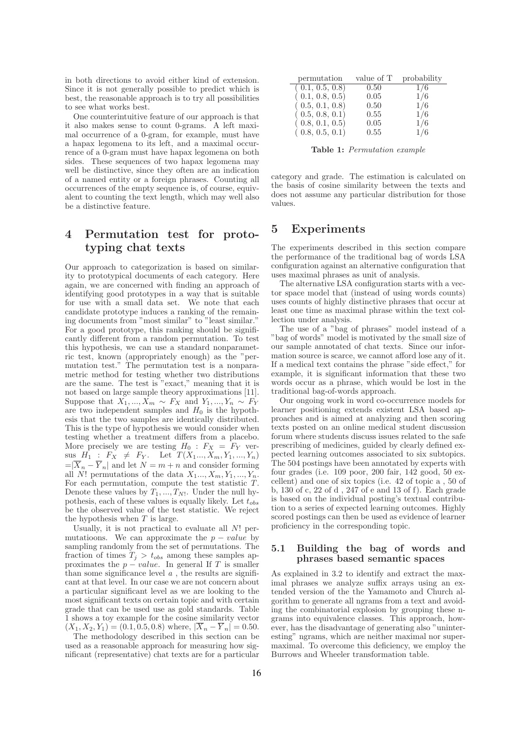in both directions to avoid either kind of extension. Since it is not generally possible to predict which is best, the reasonable approach is to try all possibilities to see what works best.

One counterintuitive feature of our approach is that it also makes sense to count 0-grams. A left maximal occurrence of a 0-gram, for example, must have a hapax legomena to its left, and a maximal occurrence of a 0-gram must have hapax legomena on both sides. These sequences of two hapax legomena may well be distinctive, since they often are an indication of a named entity or a foreign phrases. Counting all occurrences of the empty sequence is, of course, equivalent to counting the text length, which may well also be a distinctive feature.

# 4 Permutation test for prototyping chat texts

Our approach to categorization is based on similarity to prototypical documents of each category. Here again, we are concerned with finding an approach of identifying good prototypes in a way that is suitable for use with a small data set. We note that each candidate prototype induces a ranking of the remaining documents from "most similar" to "least similar." For a good prototype, this ranking should be significantly different from a random permutation. To test this hypothesis, we can use a standard nonparametric test, known (appropriately enough) as the "permutation test." The permutation test is a nonparametric method for testing whether two distributions are the same. The test is "exact," meaning that it is not based on large sample theory approximations [11]. Suppose that $X_1, ..., X_m \sim F_X$ and $Y_1, ..., Y_n \sim F_Y$ are two independent samples and $H_0$ is the hypothesis that the two samples are identically distributed. This is the type of hypothesis we would consider when testing whether a treatment differs from a placebo. More precisely we are testing $H_0 : F_X = F_Y$ versus $H_1 : F_X \neq F_Y$. Let $T(X_1..., X_m, Y_1, ..., Y_n)$ $=|\overline{X}_n - \overline{Y}_n|$ and let $N = m + n$ and consider forming all $N!$ permutations of the data $X_1..., X_m, Y_1, ..., Y_n$. For each permutation, compute the test statistic $T$. Denote these values by $T_1, ..., T_{N!}$. Under the null hypothesis, each of these values is equally likely. Let $t_{obs}$ be the observed value of the test statistic. We reject the hypothesis when $T$ is large.

Usually, it is not practical to evaluate all $N!$ permutatioons. We can approximate the $p - value$ by sampling randomly from the set of permutations. The fraction of times $T_j > t_{obs}$ among these samples approximates the $p - value$. In general If $T$ is smaller than some significance level $a$ , the results are significant at that level. In our case we are not concern about a particular significant level as we are looking to the most significant texts on certain topic and with certain grade that can be used use as gold standards. Table 1 shows a toy example for the cosine similarity vector $(X_1, X_2, Y_1) = (0.1, 0.5, 0.8)$ where, $|\overline{X}_n - \overline{Y}_n| = 0.50$.

| permutation | value of T | probability |
|---|---|---|
| ( 0.1, 0.5, 0.8) | 0.50 | 1/6 |
| ( 0.1, 0.8, 0.5) | 0.05 | 1/6 |
| ( 0.5, 0.1, 0.8) | 0.50 | 1/6 |
| ( 0.5, 0.8, 0.1) | 0.55 | 1/6 |
| ( 0.8, 0.1, 0.5) | 0.05 | 1/6 |
| ( 0.8, 0.5, 0.1) | 0.55 | 1/6 |

**Table 1:** *Permutation example*

The methodology described in this section can be used as a reasonable approach for measuring how significant (representative) chat texts are for a particular category and grade. The estimation is calculated on the basis of cosine similarity between the texts and does not assume any particular distribution for those values.

# 5 Experiments

The experiments described in this section compare the performance of the traditional bag of words LSA configuration against an alternative configuration that uses maximal phrases as unit of analysis.

The alternative LSA configuration starts with a vector space model that (instead of using words counts) uses counts of highly distinctive phrases that occur at least one time as maximal phrase within the text collection under analysis.

The use of a "bag of phrases" model instead of a "bag of words" model is motivated by the small size of our sample annotated of chat texts. Since our information source is scarce, we cannot afford lose any of it. If a medical text contains the phrase "side effect," for example, it is significant information that these two words occur as a phrase, which would be lost in the traditional bag-of-words approach.

Our ongoing work in word co-occurrence models for learner positioning extends existent LSA based approaches and is aimed at analyzing and then scoring texts posted on an online medical student discussion forum where students discuss issues related to the safe prescribing of medicines, guided by clearly defined expected learning outcomes associated to six subtopics. The 504 postings have been annotated by experts with four grades (i.e. 109 poor, 200 fair, 142 good, 50 excellent) and one of six topics (i.e. 42 of topic a , 50 of b, 130 of c, 22 of d , 247 of e and 13 of f). Each grade is based on the individual posting's textual contribution to a series of expected learning outcomes. Highly scored postings can then be used as evidence of learner proficiency in the corresponding topic.

## 5.1 Building the bag of words and phrases based semantic spaces

As explained in 3.2 to identify and extract the maximal phrases we analyze suffix arrays using an extended version of the the Yamamoto and Church algorithm to generate all ngrams from a text and avoiding the combinatorial explosion by grouping these ngrams into equivalence classes. This approach, however, has the disadvantage of generating also "uninteresting" ngrams, which are neither maximal nor supermaximal. To overcome this deficiency, we employ the Burrows and Wheeler transformation table.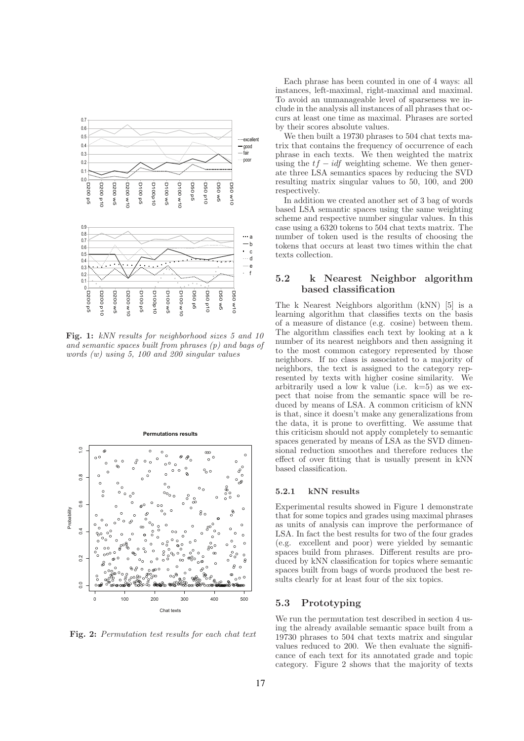Fig. 1: *kNN results for neighborhood sizes 5 and 10 and semantic spaces built from phrases (p) and bags of words (w) using 5, 100 and 200 singular values*

Fig. 2: *Permutation test results for each chat text*

Each phrase has been counted in one of 4 ways: all instances, left-maximal, right-maximal and maximal. To avoid an unmanageable level of sparseness we include in the analysis all instances of all phrases that occurs at least one time as maximal. Phrases are sorted by their scores absolute values.

We then built a 19730 phrases to 504 chat texts matrix that contains the frequency of occurrence of each phrase in each texts. We then weighted the matrix using the $tf - idf$ weighting scheme. We then generate three LSA semantics spaces by reducing the SVD resulting matrix singular values to 50, 100, and 200 respectively.

In addition we created another set of 3 bag of words based LSA semantic spaces using the same weighting scheme and respective number singular values. In this case using a 6320 tokens to 504 chat texts matrix. The number of token used is the results of choosing the tokens that occurs at least two times within the chat texts collection.

## 5.2 k Nearest Neighbor algorithm based classification

The k Nearest Neighbors algorithm (kNN) [5] is a learning algorithm that classifies texts on the basis of a measure of distance (e.g. cosine) between them. The algorithm classifies each text by looking at a k number of its nearest neighbors and then assigning it to the most common category represented by those neighbors. If no class is associated to a majority of neighbors, the text is assigned to the category represented by texts with higher cosine similarity. We arbitrarily used a low k value (i.e. k=5) as we expect that noise from the semantic space will be reduced by means of LSA. A common criticism of kNN is that, since it doesn't make any generalizations from the data, it is prone to overfitting. We assume that this criticism should not apply completely to semantic spaces generated by means of LSA as the SVD dimensional reduction smoothes and therefore reduces the effect of over fitting that is usually present in kNN based classification.

### 5.2.1 kNN results

Experimental results showed in Figure 1 demonstrate that for some topics and grades using maximal phrases as units of analysis can improve the performance of LSA. In fact the best results for two of the four grades (e.g. excellent and poor) were yielded by semantic spaces build from phrases. Different results are produced by kNN classification for topics where semantic spaces built from bags of words produced the best results clearly for at least four of the six topics.

## 5.3 Prototyping

We run the permutation test described in section 4 using the already available semantic space built from a 19730 phrases to 504 chat texts matrix and singular values reduced to 200. We then evaluate the significance of each text for its annotated grade and topic category. Figure 2 shows that the majority of texts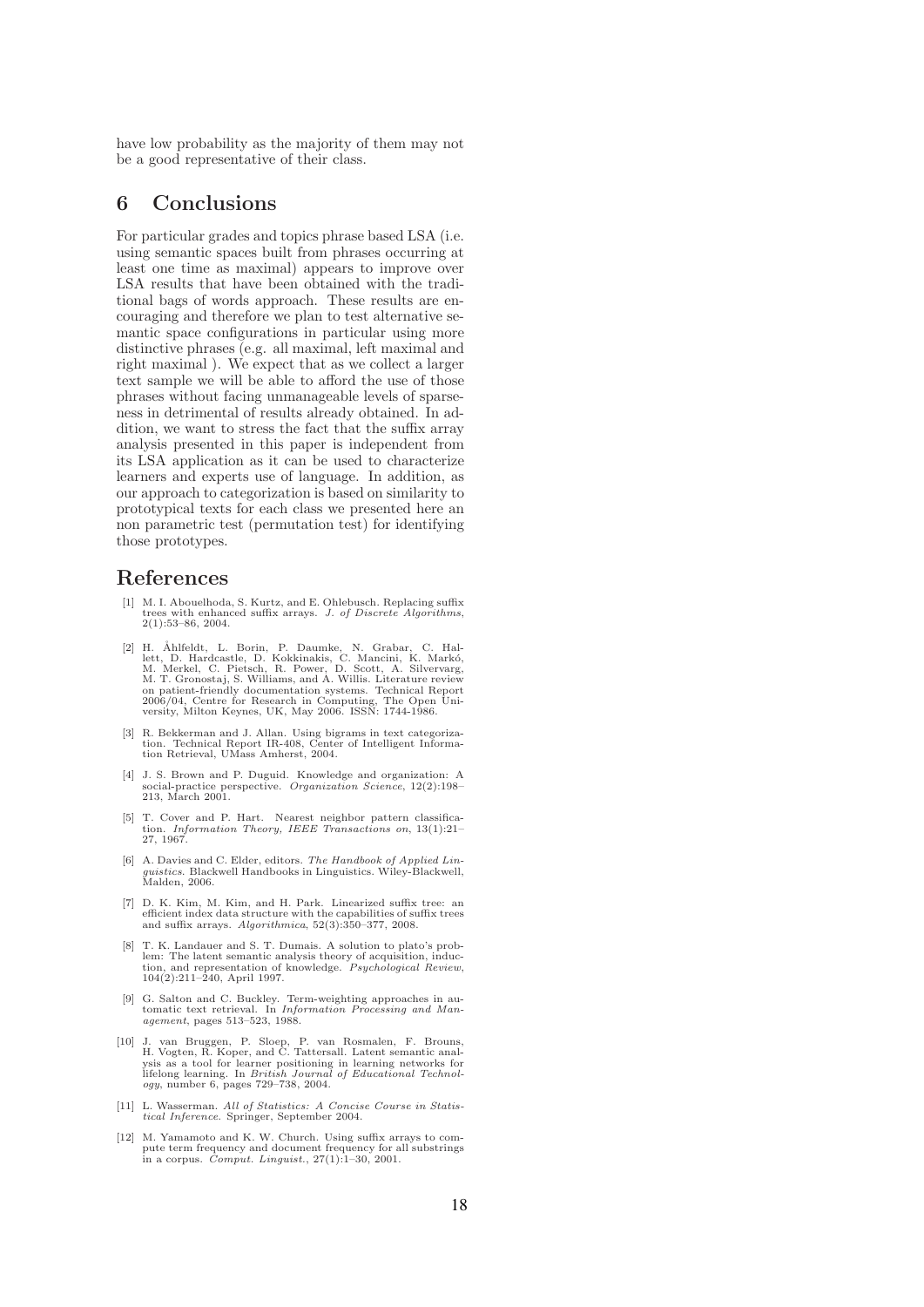have low probability as the majority of them may not be a good representative of their class.

## 6 Conclusions

For particular grades and topics phrase based LSA (i.e. using semantic spaces built from phrases occurring at least one time as maximal) appears to improve over LSA results that have been obtained with the traditional bags of words approach. These results are encouraging and therefore we plan to test alternative semantic space configurations in particular using more distinctive phrases (e.g. all maximal, left maximal and right maximal ). We expect that as we collect a larger text sample we will be able to afford the use of those phrases without facing unmanageable levels of sparseness in detrimental of results already obtained. In addition, we want to stress the fact that the suffix array analysis presented in this paper is independent from its LSA application as it can be used to characterize learners and experts use of language. In addition, as our approach to categorization is based on similarity to prototypical texts for each class we presented here an non parametric test (permutation test) for identifying those prototypes.

## References

[1] M. I. Abouelhoda, S. Kurtz, and E. Ohlebusch. Replacing suffix trees with enhanced suffix arrays. *J. of Discrete Algorithms*, 2(1):53–86, 2004.

[2] H. Åhlfeldt, L. Borin, P. Daumke, N. Grabar, C. Hallett, D. Hardcastle, D. Kokkinakis, C. Mancini, K. Markó, M. Merkel, C. Pietsch, R. Power, D. Scott, A. Silvervarg, M. T. Gronostaj, S. Williams, and A. Willis. Literature review on patient-friendly documentation systems. Technical Report 2006/04, Centre for Research in Computing, The Open University, Milton Keynes, UK, May 2006. ISSN: 1744-1986.

[3] R. Bekkerman and J. Allan. Using bigrams in text categorization. Technical Report IR-408, Center of Intelligent Information Retrieval, UMass Amherst, 2004.

[4] J. S. Brown and P. Duguid. Knowledge and organization: A social-practice perspective. *Organization Science*, 12(2):198–213, March 2001.

[5] T. Cover and P. Hart. Nearest neighbor pattern classification. *Information Theory, IEEE Transactions on*, 13(1):21–27, 1967.

[6] A. Davies and C. Elder, editors. *The Handbook of Applied Linguistics*. Blackwell Handbooks in Linguistics. Wiley-Blackwell, Malden, 2006.

[7] D. K. Kim, M. Kim, and H. Park. Linearized suffix tree: an efficient index data structure with the capabilities of suffix trees and suffix arrays. *Algorithmica*, 52(3):350–377, 2008.

[8] T. K. Landauer and S. T. Dumais. A solution to plato's problem: The latent semantic analysis theory of acquisition, induction, and representation of knowledge. *Psychological Review*, 104(2):211–240, April 1997.

[9] G. Salton and C. Buckley. Term-weighting approaches in automatic text retrieval. In *Information Processing and Management*, pages 513–523, 1988.

[10] J. van Bruggen, P. Sloep, P. van Rosmalen, F. Brouns, H. Vogten, R. Koper, and C. Tattersall. Latent semantic analysis as a tool for learner positioning in learning networks for lifelong learning. In *British Journal of Educational Technology*, number 6, pages 729–738, 2004.

[11] L. Wasserman. *All of Statistics: A Concise Course in Statistical Inference*. Springer, September 2004.

[12] M. Yamamoto and K. W. Church. Using suffix arrays to compute term frequency and document frequency for all substrings in a corpus. *Comput. Linguist.*, 27(1):1–30, 2001.